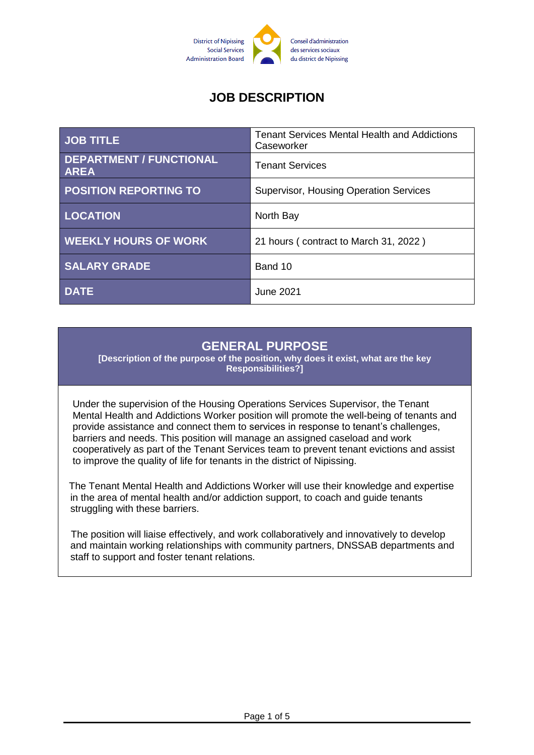District of Nipissing Social Services Administration Board

Conseil d'administration des services sociaux du district de Nipissing

# JOB DESCRIPTION

| JOB TITLE | Tenant Services Mental Health and Addictions Caseworker |
|---|---|
| DEPARTMENT / FUNCTIONAL AREA | Tenant Services |
| POSITION REPORTING TO | Supervisor, Housing Operation Services |
| LOCATION | North Bay |
| WEEKLY HOURS OF WORK | 21 hours ( contract to March 31, 2022 ) |
| SALARY GRADE | Band 10 |
| DATE | June 2021 |

## GENERAL PURPOSE

**[Description of the purpose of the position, why does it exist, what are the key Responsibilities?]**

Under the supervision of the Housing Operations Services Supervisor, the Tenant Mental Health and Addictions Worker position will promote the well-being of tenants and provide assistance and connect them to services in response to tenant's challenges, barriers and needs. This position will manage an assigned caseload and work cooperatively as part of the Tenant Services team to prevent tenant evictions and assist to improve the quality of life for tenants in the district of Nipissing.

The Tenant Mental Health and Addictions Worker will use their knowledge and expertise in the area of mental health and/or addiction support, to coach and guide tenants struggling with these barriers.

The position will liaise effectively, and work collaboratively and innovatively to develop and maintain working relationships with community partners, DNSSAB departments and staff to support and foster tenant relations.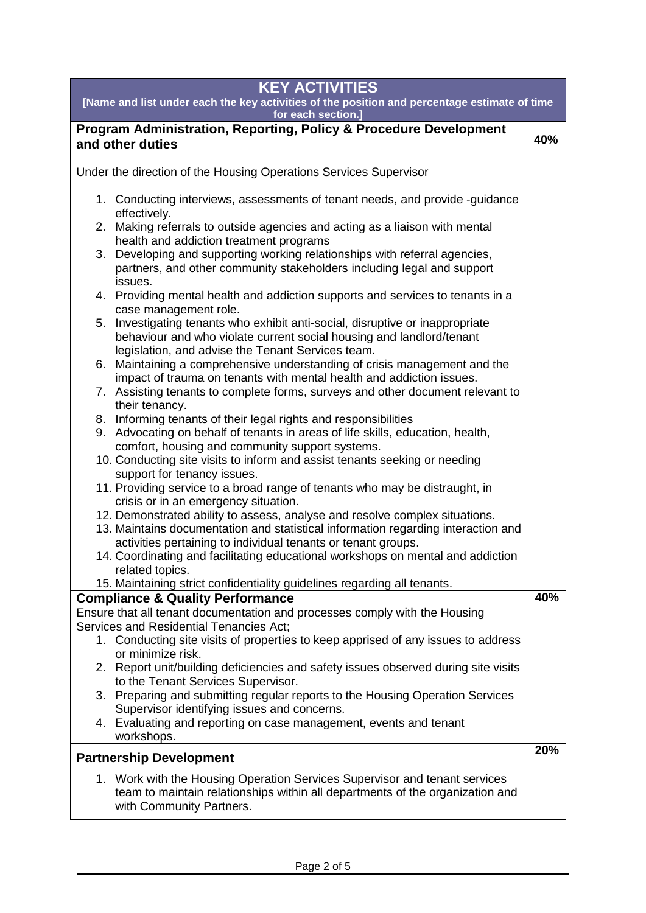| KEY ACTIVITIES<br>[Name and list under each the key activities of the position and percentage estimate of time for each section.] | |
|---|---|
| **Program Administration, Reporting, Policy & Procedure Development and other duties**<br><br>Under the direction of the Housing Operations Services Supervisor<br><br>1. Conducting interviews, assessments of tenant needs, and provide -guidance effectively.<br>2. Making referrals to outside agencies and acting as a liaison with mental health and addiction treatment programs<br>3. Developing and supporting working relationships with referral agencies, partners, and other community stakeholders including legal and support issues.<br>4. Providing mental health and addiction supports and services to tenants in a case management role.<br>5. Investigating tenants who exhibit anti-social, disruptive or inappropriate behaviour and who violate current social housing and landlord/tenant legislation, and advise the Tenant Services team.<br>6. Maintaining a comprehensive understanding of crisis management and the impact of trauma on tenants with mental health and addiction issues.<br>7. Assisting tenants to complete forms, surveys and other document relevant to their tenancy.<br>8. Informing tenants of their legal rights and responsibilities<br>9. Advocating on behalf of tenants in areas of life skills, education, health, comfort, housing and community support systems.<br>10. Conducting site visits to inform and assist tenants seeking or needing support for tenancy issues.<br>11. Providing service to a broad range of tenants who may be distraught, in crisis or in an emergency situation.<br>12. Demonstrated ability to assess, analyse and resolve complex situations.<br>13. Maintains documentation and statistical information regarding interaction and activities pertaining to individual tenants or tenant groups.<br>14. Coordinating and facilitating educational workshops on mental and addiction related topics.<br>15. Maintaining strict confidentiality guidelines regarding all tenants. | **40%** |
| **Compliance & Quality Performance**<br>Ensure that all tenant documentation and processes comply with the Housing Services and Residential Tenancies Act;<br>1. Conducting site visits of properties to keep apprised of any issues to address or minimize risk.<br>2. Report unit/building deficiencies and safety issues observed during site visits to the Tenant Services Supervisor.<br>3. Preparing and submitting regular reports to the Housing Operation Services Supervisor identifying issues and concerns.<br>4. Evaluating and reporting on case management, events and tenant workshops. | **40%** |
| **Partnership Development**<br><br>1. Work with the Housing Operation Services Supervisor and tenant services team to maintain relationships within all departments of the organization and with Community Partners. | **20%** |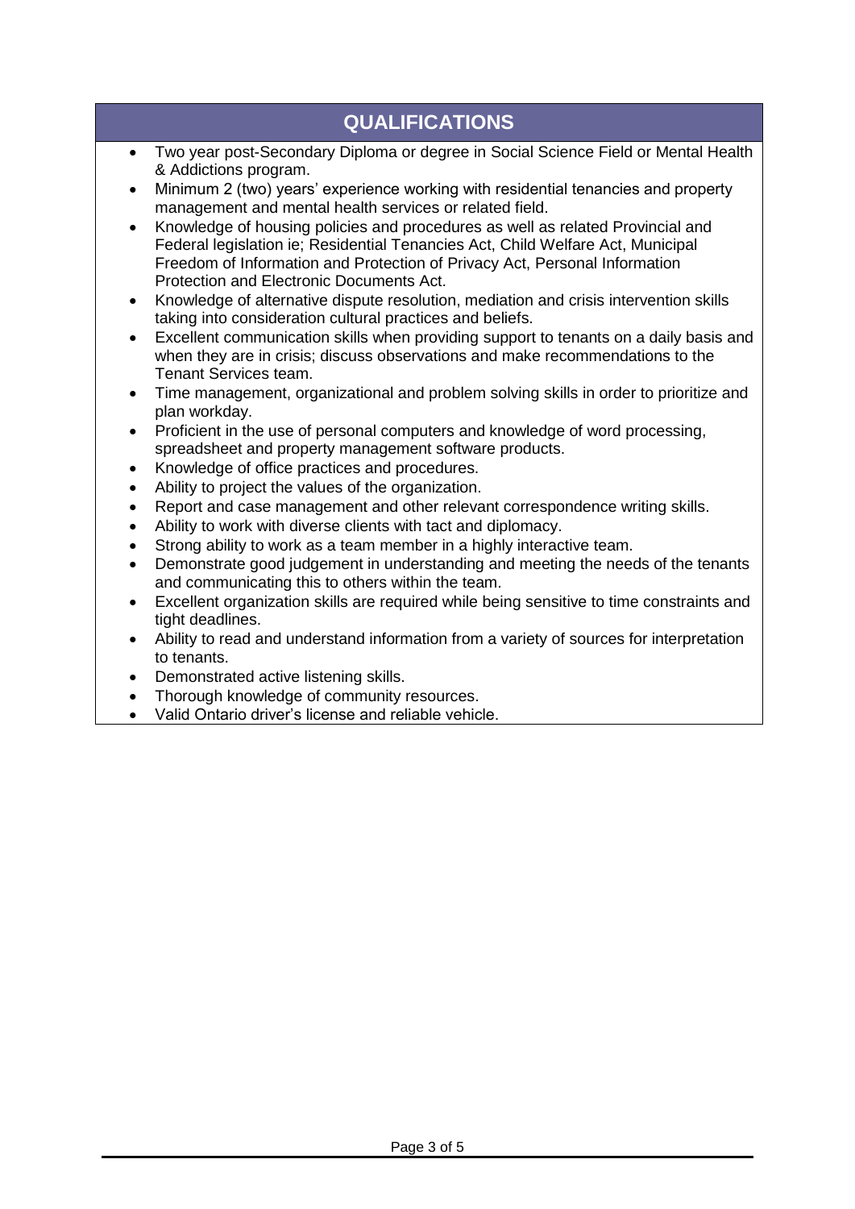## QUALIFICATIONS

- Two year post-Secondary Diploma or degree in Social Science Field or Mental Health & Addictions program.
- Minimum 2 (two) years' experience working with residential tenancies and property management and mental health services or related field.
- Knowledge of housing policies and procedures as well as related Provincial and Federal legislation ie; Residential Tenancies Act, Child Welfare Act, Municipal Freedom of Information and Protection of Privacy Act, Personal Information Protection and Electronic Documents Act.
- Knowledge of alternative dispute resolution, mediation and crisis intervention skills taking into consideration cultural practices and beliefs.
- Excellent communication skills when providing support to tenants on a daily basis and when they are in crisis; discuss observations and make recommendations to the Tenant Services team.
- Time management, organizational and problem solving skills in order to prioritize and plan workday.
- Proficient in the use of personal computers and knowledge of word processing, spreadsheet and property management software products.
- Knowledge of office practices and procedures.
- Ability to project the values of the organization.
- Report and case management and other relevant correspondence writing skills.
- Ability to work with diverse clients with tact and diplomacy.
- Strong ability to work as a team member in a highly interactive team.
- Demonstrate good judgement in understanding and meeting the needs of the tenants and communicating this to others within the team.
- Excellent organization skills are required while being sensitive to time constraints and tight deadlines.
- Ability to read and understand information from a variety of sources for interpretation to tenants.
- Demonstrated active listening skills.
- Thorough knowledge of community resources.
- Valid Ontario driver's license and reliable vehicle.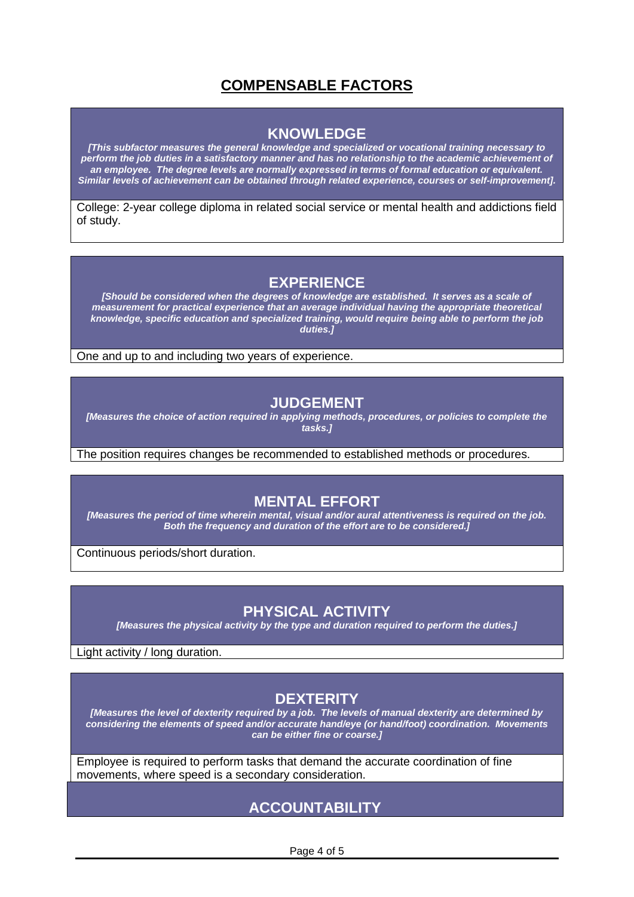# COMPENSABLE FACTORS

## KNOWLEDGE

***[This subfactor measures the general knowledge and specialized or vocational training necessary to perform the job duties in a satisfactory manner and has no relationship to the academic achievement of an employee. The degree levels are normally expressed in terms of formal education or equivalent. Similar levels of achievement can be obtained through related experience, courses or self-improvement].***

College: 2-year college diploma in related social service or mental health and addictions field of study.

## EXPERIENCE

***[Should be considered when the degrees of knowledge are established. It serves as a scale of measurement for practical experience that an average individual having the appropriate theoretical knowledge, specific education and specialized training, would require being able to perform the job duties.]***

One and up to and including two years of experience.

## JUDGEMENT

***[Measures the choice of action required in applying methods, procedures, or policies to complete the tasks.]***

The position requires changes be recommended to established methods or procedures.

## MENTAL EFFORT

***[Measures the period of time wherein mental, visual and/or aural attentiveness is required on the job. Both the frequency and duration of the effort are to be considered.]***

Continuous periods/short duration.

## PHYSICAL ACTIVITY

***[Measures the physical activity by the type and duration required to perform the duties.]***

Light activity / long duration.

## DEXTERITY

***[Measures the level of dexterity required by a job. The levels of manual dexterity are determined by considering the elements of speed and/or accurate hand/eye (or hand/foot) coordination. Movements can be either fine or coarse.]***

Employee is required to perform tasks that demand the accurate coordination of fine movements, where speed is a secondary consideration.

## ACCOUNTABILITY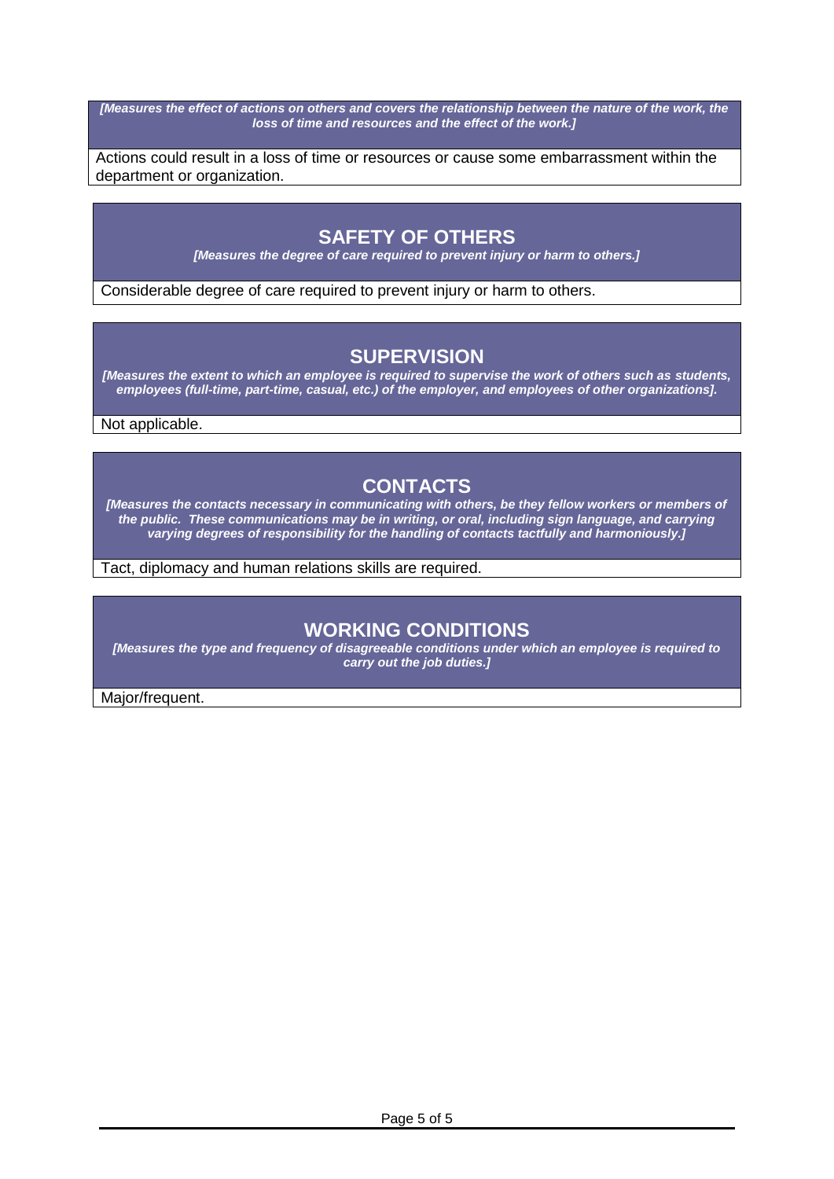*[Measures the effect of actions on others and covers the relationship between the nature of the work, the loss of time and resources and the effect of the work.]*

Actions could result in a loss of time or resources or cause some embarrassment within the department or organization.

## SAFETY OF OTHERS

*[Measures the degree of care required to prevent injury or harm to others.]*

Considerable degree of care required to prevent injury or harm to others.

## SUPERVISION

*[Measures the extent to which an employee is required to supervise the work of others such as students, employees (full-time, part-time, casual, etc.) of the employer, and employees of other organizations].*

Not applicable.

## CONTACTS

*[Measures the contacts necessary in communicating with others, be they fellow workers or members of the public. These communications may be in writing, or oral, including sign language, and carrying varying degrees of responsibility for the handling of contacts tactfully and harmoniously.]*

Tact, diplomacy and human relations skills are required.

## WORKING CONDITIONS

*[Measures the type and frequency of disagreeable conditions under which an employee is required to carry out the job duties.]*

Major/frequent.